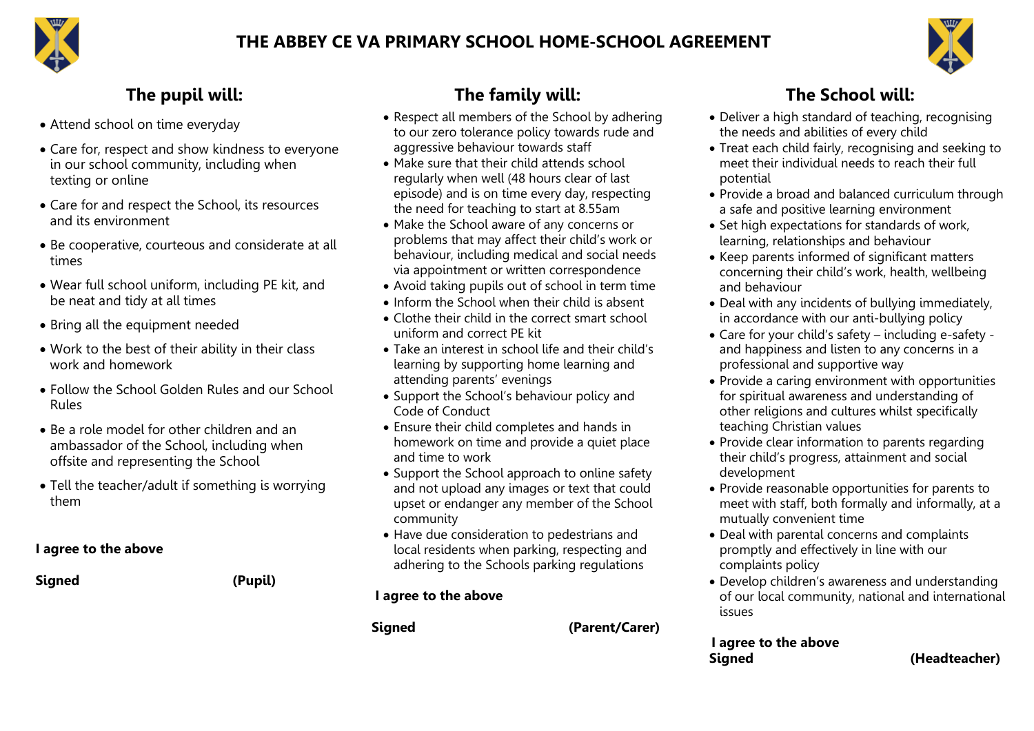# THE ABBEY CE VA PRIMARY SCHOOL HOME-SCHOOL AGREEMENT

## The pupil will:

- Attend school on time everyday
- Care for, respect and show kindness to everyone in our school community, including when texting or online
- Care for and respect the School, its resources and its environment
- Be cooperative, courteous and considerate at all times
- Wear full school uniform, including PE kit, and be neat and tidy at all times
- Bring all the equipment needed
- Work to the best of their ability in their class work and homework
- Follow the School Golden Rules and our School Rules
- Be a role model for other children and an ambassador of the School, including when offsite and representing the School
- Tell the teacher/adult if something is worrying them

**I agree to the above**

**Signed** **(Pupil)**

## The family will:

- Respect all members of the School by adhering to our zero tolerance policy towards rude and aggressive behaviour towards staff
- Make sure that their child attends school regularly when well (48 hours clear of last episode) and is on time every day, respecting the need for teaching to start at 8.55am
- Make the School aware of any concerns or problems that may affect their child's work or behaviour, including medical and social needs via appointment or written correspondence
- Avoid taking pupils out of school in term time
- Inform the School when their child is absent
- Clothe their child in the correct smart school uniform and correct PE kit
- Take an interest in school life and their child's learning by supporting home learning and attending parents' evenings
- Support the School's behaviour policy and Code of Conduct
- Ensure their child completes and hands in homework on time and provide a quiet place and time to work
- Support the School approach to online safety and not upload any images or text that could upset or endanger any member of the School community
- Have due consideration to pedestrians and local residents when parking, respecting and adhering to the Schools parking regulations

**I agree to the above**

**Signed** **(Parent/Carer)**

## The School will:

- Deliver a high standard of teaching, recognising the needs and abilities of every child
- Treat each child fairly, recognising and seeking to meet their individual needs to reach their full potential
- Provide a broad and balanced curriculum through a safe and positive learning environment
- Set high expectations for standards of work, learning, relationships and behaviour
- Keep parents informed of significant matters concerning their child's work, health, wellbeing and behaviour
- Deal with any incidents of bullying immediately, in accordance with our anti-bullying policy
- Care for your child's safety – including e-safety - and happiness and listen to any concerns in a professional and supportive way
- Provide a caring environment with opportunities for spiritual awareness and understanding of other religions and cultures whilst specifically teaching Christian values
- Provide clear information to parents regarding their child's progress, attainment and social development
- Provide reasonable opportunities for parents to meet with staff, both formally and informally, at a mutually convenient time
- Deal with parental concerns and complaints promptly and effectively in line with our complaints policy
- Develop children's awareness and understanding of our local community, national and international issues

**I agree to the above**

**Signed** **(Headteacher)**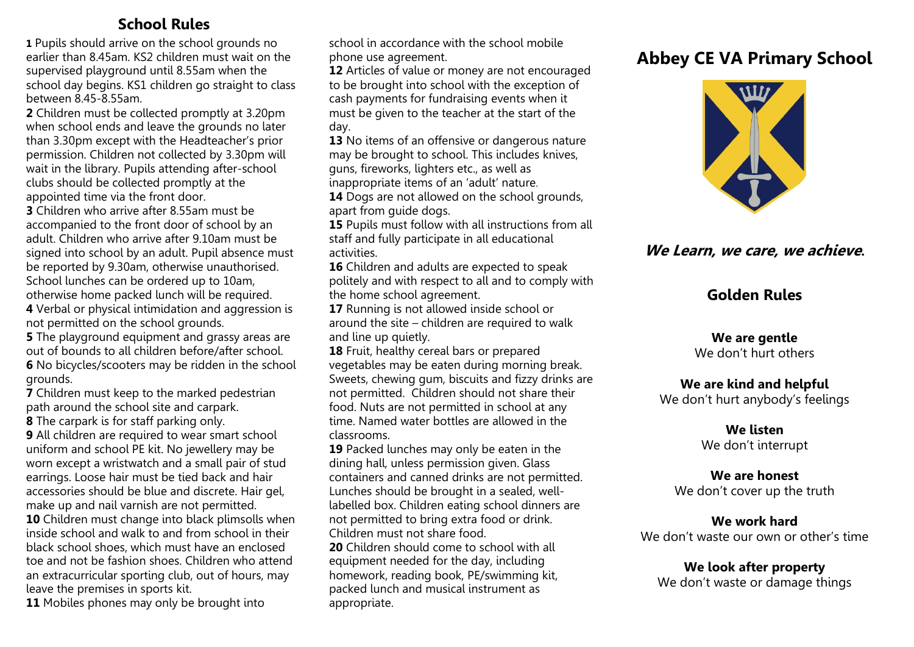## School Rules

**1** Pupils should arrive on the school grounds no earlier than 8.45am. KS2 children must wait on the supervised playground until 8.55am when the school day begins. KS1 children go straight to class between 8.45-8.55am.

**2** Children must be collected promptly at 3.20pm when school ends and leave the grounds no later than 3.30pm except with the Headteacher's prior permission. Children not collected by 3.30pm will wait in the library. Pupils attending after-school clubs should be collected promptly at the appointed time via the front door.

**3** Children who arrive after 8.55am must be accompanied to the front door of school by an adult. Children who arrive after 9.10am must be signed into school by an adult. Pupil absence must be reported by 9.30am, otherwise unauthorised. School lunches can be ordered up to 10am, otherwise home packed lunch will be required.

**4** Verbal or physical intimidation and aggression is not permitted on the school grounds.

**5** The playground equipment and grassy areas are out of bounds to all children before/after school.

**6** No bicycles/scooters may be ridden in the school grounds.

**7** Children must keep to the marked pedestrian path around the school site and carpark.

**8** The carpark is for staff parking only.

**9** All children are required to wear smart school uniform and school PE kit. No jewellery may be worn except a wristwatch and a small pair of stud earrings. Loose hair must be tied back and hair accessories should be blue and discrete. Hair gel, make up and nail varnish are not permitted.

**10** Children must change into black plimsolls when inside school and walk to and from school in their black school shoes, which must have an enclosed toe and not be fashion shoes. Children who attend an extracurricular sporting club, out of hours, may leave the premises in sports kit.

**11** Mobiles phones may only be brought into school in accordance with the school mobile phone use agreement.

**12** Articles of value or money are not encouraged to be brought into school with the exception of cash payments for fundraising events when it must be given to the teacher at the start of the day.

**13** No items of an offensive or dangerous nature may be brought to school. This includes knives, guns, fireworks, lighters etc., as well as inappropriate items of an 'adult' nature.

**14** Dogs are not allowed on the school grounds, apart from guide dogs.

**15** Pupils must follow with all instructions from all staff and fully participate in all educational activities.

**16** Children and adults are expected to speak politely and with respect to all and to comply with the home school agreement.

**17** Running is not allowed inside school or around the site – children are required to walk and line up quietly.

**18** Fruit, healthy cereal bars or prepared vegetables may be eaten during morning break. Sweets, chewing gum, biscuits and fizzy drinks are not permitted. Children should not share their food. Nuts are not permitted in school at any time. Named water bottles are allowed in the classrooms.

**19** Packed lunches may only be eaten in the dining hall, unless permission given. Glass containers and canned drinks are not permitted. Lunches should be brought in a sealed, well-labelled box. Children eating school dinners are not permitted to bring extra food or drink. Children must not share food.

**20** Children should come to school with all equipment needed for the day, including homework, reading book, PE/swimming kit, packed lunch and musical instrument as appropriate.

# Abbey CE VA Primary School

***We Learn, we care, we achieve.***

## Golden Rules

**We are gentle**
We don't hurt others

**We are kind and helpful**
We don't hurt anybody's feelings

**We listen**
We don't interrupt

**We are honest**
We don't cover up the truth

**We work hard**
We don't waste our own or other's time

**We look after property**
We don't waste or damage things